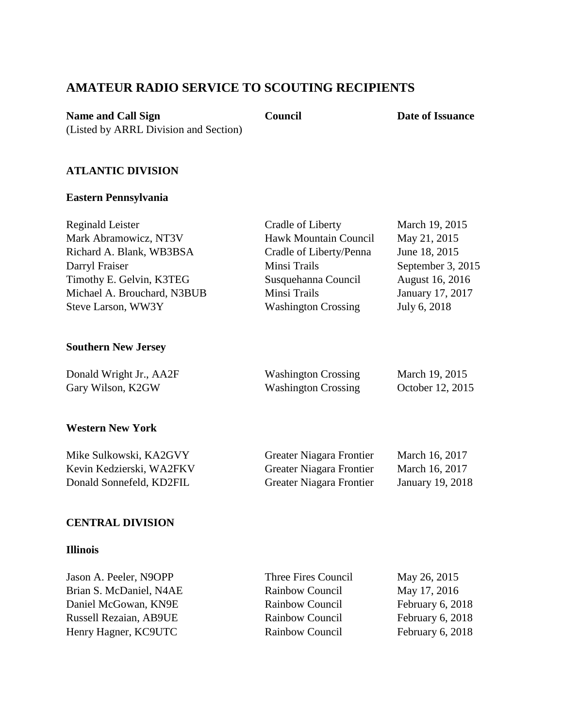# AMATEUR RADIO SERVICE TO SCOUTING RECIPIENTS

| Name and Call Sign<br>(Listed by ARRL Division and Section) | Council | Date of Issuance |
| --- | --- | --- |

## ATLANTIC DIVISION

### Eastern Pennsylvania

| Name and Call Sign | Council | Date of Issuance |
| --- | --- | --- |
| Reginald Leister | Cradle of Liberty | March 19, 2015 |
| Mark Abramowicz, NT3V | Hawk Mountain Council | May 21, 2015 |
| Richard A. Blank, WB3BSA | Cradle of Liberty/Penna | June 18, 2015 |
| Darryl Fraiser | Minsi Trails | September 3, 2015 |
| Timothy E. Gelvin, K3TEG | Susquehanna Council | August 16, 2016 |
| Michael A. Brouchard, N3BUB | Minsi Trails | January 17, 2017 |
| Steve Larson, WW3Y | Washington Crossing | July 6, 2018 |

### Southern New Jersey

| Name and Call Sign | Council | Date of Issuance |
| --- | --- | --- |
| Donald Wright Jr., AA2F | Washington Crossing | March 19, 2015 |
| Gary Wilson, K2GW | Washington Crossing | October 12, 2015 |

### Western New York

| Name and Call Sign | Council | Date of Issuance |
| --- | --- | --- |
| Mike Sulkowski, KA2GVY | Greater Niagara Frontier | March 16, 2017 |
| Kevin Kedzierski, WA2FKV | Greater Niagara Frontier | March 16, 2017 |
| Donald Sonnefeld, KD2FIL | Greater Niagara Frontier | January 19, 2018 |

## CENTRAL DIVISION

### Illinois

| Name and Call Sign | Council | Date of Issuance |
| --- | --- | --- |
| Jason A. Peeler, N9OPP | Three Fires Council | May 26, 2015 |
| Brian S. McDaniel, N4AE | Rainbow Council | May 17, 2016 |
| Daniel McGowan, KN9E | Rainbow Council | February 6, 2018 |
| Russell Rezaian, AB9UE | Rainbow Council | February 6, 2018 |
| Henry Hagner, KC9UTC | Rainbow Council | February 6, 2018 |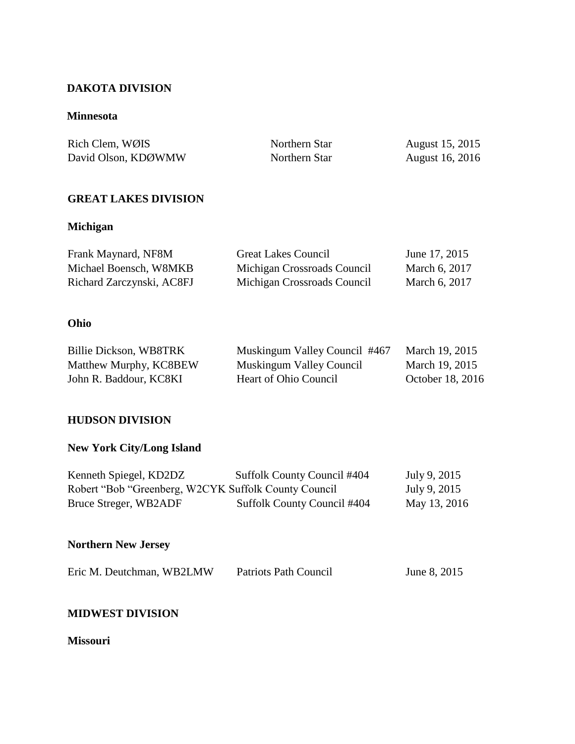**DAKOTA DIVISION**

**Minnesota**

| | | |
|---|---|---|
| Rich Clem, WØIS | Northern Star | August 15, 2015 |
| David Olson, KDØWMW | Northern Star | August 16, 2016 |

**GREAT LAKES DIVISION**

**Michigan**

| | | |
|---|---|---|
| Frank Maynard, NF8M | Great Lakes Council | June 17, 2015 |
| Michael Boensch, W8MKB | Michigan Crossroads Council | March 6, 2017 |
| Richard Zarczynski, AC8FJ | Michigan Crossroads Council | March 6, 2017 |

**Ohio**

| | | |
|---|---|---|
| Billie Dickson, WB8TRK | Muskingum Valley Council #467 | March 19, 2015 |
| Matthew Murphy, KC8BEW | Muskingum Valley Council | March 19, 2015 |
| John R. Baddour, KC8KI | Heart of Ohio Council | October 18, 2016 |

**HUDSON DIVISION**

**New York City/Long Island**

| | | |
|---|---|---|
| Kenneth Spiegel, KD2DZ | Suffolk County Council #404 | July 9, 2015 |
| Robert "Bob "Greenberg, W2CYK | Suffolk County Council | July 9, 2015 |
| Bruce Streger, WB2ADF | Suffolk County Council #404 | May 13, 2016 |

**Northern New Jersey**

| | | |
|---|---|---|
| Eric M. Deutchman, WB2LMW | Patriots Path Council | June 8, 2015 |

**MIDWEST DIVISION**

**Missouri**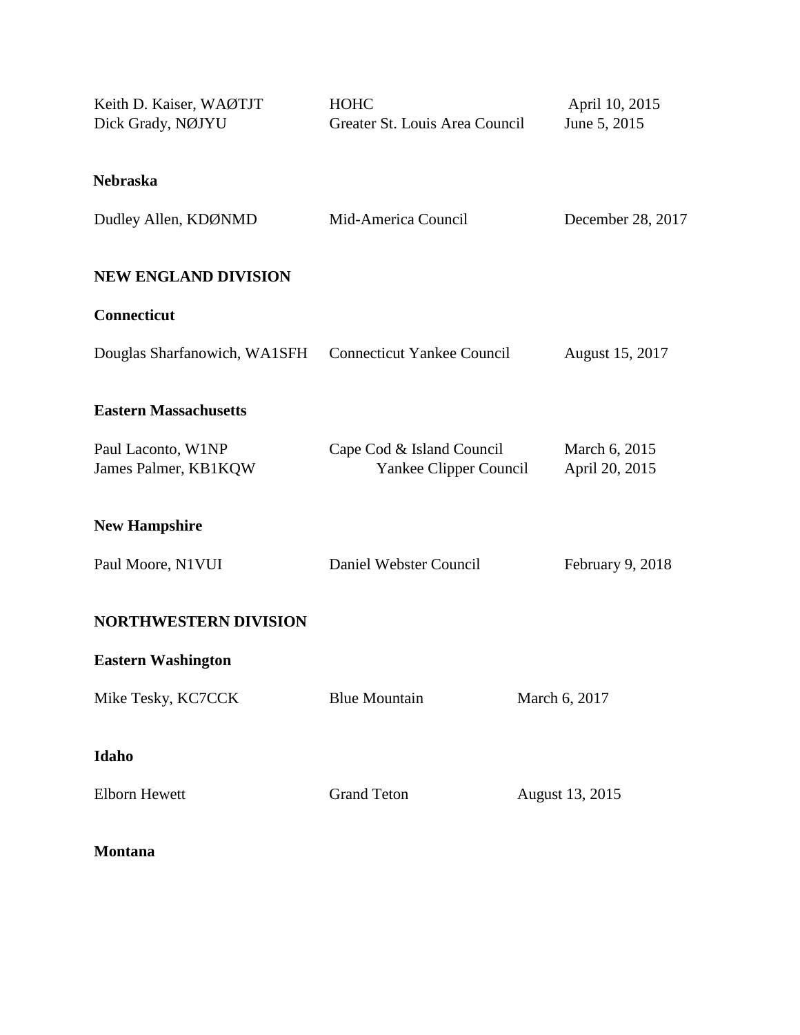| | | |
|---|---|---|
| Keith D. Kaiser, WAØTJT | HOHC | April 10, 2015 |
| Dick Grady, NØJYU | Greater St. Louis Area Council | June 5, 2015 |

**Nebraska**

| | | |
|---|---|---|
| Dudley Allen, KDØNMD | Mid-America Council | December 28, 2017 |

**NEW ENGLAND DIVISION**

**Connecticut**

| | | |
|---|---|---|
| Douglas Sharfanowich, WA1SFH | Connecticut Yankee Council | August 15, 2017 |

**Eastern Massachusetts**

| | | |
|---|---|---|
| Paul Laconto, W1NP | Cape Cod & Island Council | March 6, 2015 |
| James Palmer, KB1KQW | Yankee Clipper Council | April 20, 2015 |

**New Hampshire**

| | | |
|---|---|---|
| Paul Moore, N1VUI | Daniel Webster Council | February 9, 2018 |

**NORTHWESTERN DIVISION**

**Eastern Washington**

| | | |
|---|---|---|
| Mike Tesky, KC7CCK | Blue Mountain | March 6, 2017 |

**Idaho**

| | | |
|---|---|---|
| Elborn Hewett | Grand Teton | August 13, 2015 |

**Montana**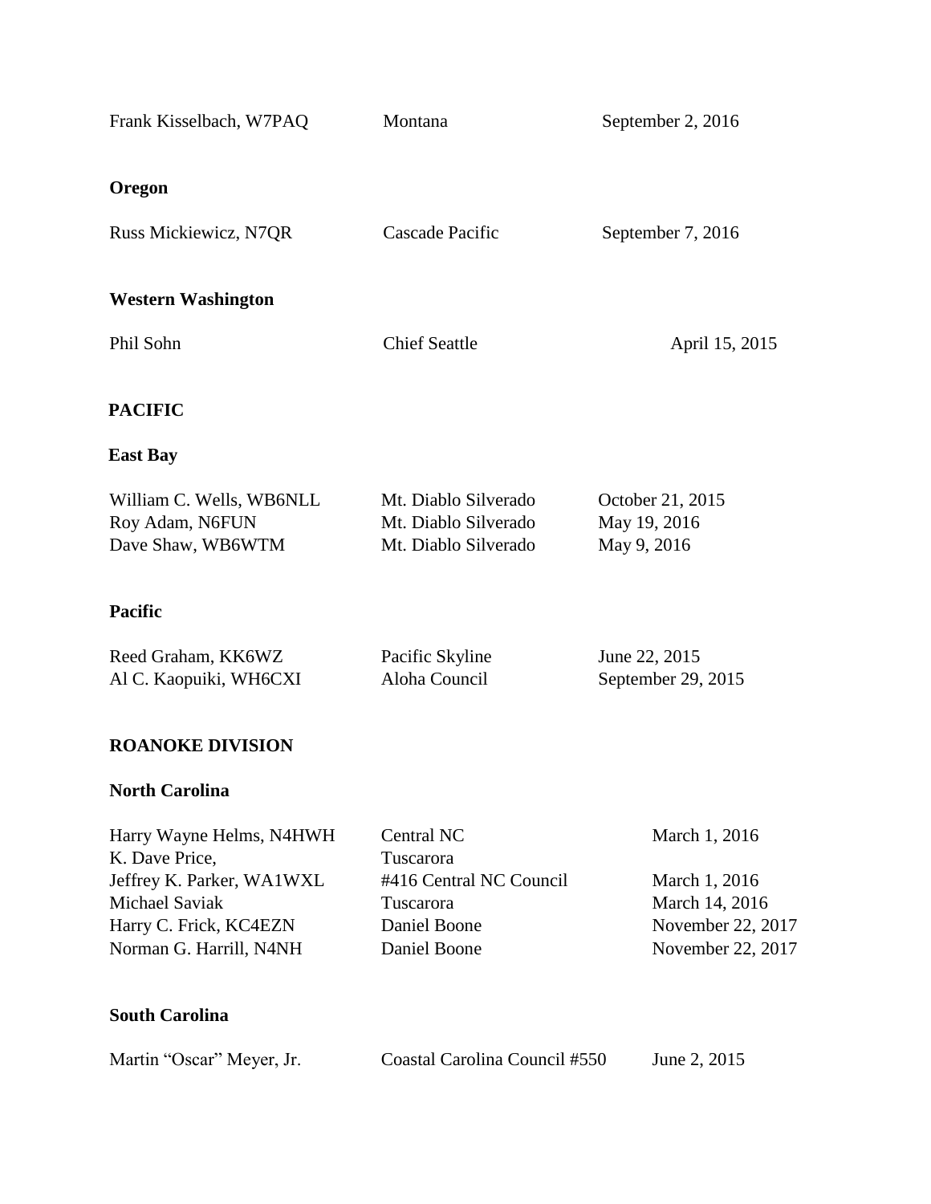| | | |
|---|---|---|
| Frank Kisselbach, W7PAQ | Montana | September 2, 2016 |

**Oregon**

| | | |
|---|---|---|
| Russ Mickiewicz, N7QR | Cascade Pacific | September 7, 2016 |

**Western Washington**

| | | |
|---|---|---|
| Phil Sohn | Chief Seattle | April 15, 2015 |

**PACIFIC**

**East Bay**

| | | |
|---|---|---|
| William C. Wells, WB6NLL | Mt. Diablo Silverado | October 21, 2015 |
| Roy Adam, N6FUN | Mt. Diablo Silverado | May 19, 2016 |
| Dave Shaw, WB6WTM | Mt. Diablo Silverado | May 9, 2016 |

**Pacific**

| | | |
|---|---|---|
| Reed Graham, KK6WZ | Pacific Skyline | June 22, 2015 |
| Al C. Kaopuiki, WH6CXI | Aloha Council | September 29, 2015 |

**ROANOKE DIVISION**

**North Carolina**

| | | |
|---|---|---|
| Harry Wayne Helms, N4HWH | Central NC | March 1, 2016 |
| K. Dave Price, | Tuscarora | |
| Jeffrey K. Parker, WA1WXL | #416 Central NC Council | March 1, 2016 |
| Michael Saviak | Tuscarora | March 14, 2016 |
| Harry C. Frick, KC4EZN | Daniel Boone | November 22, 2017 |
| Norman G. Harrill, N4NH | Daniel Boone | November 22, 2017 |

**South Carolina**

| | | |
|---|---|---|
| Martin "Oscar" Meyer, Jr. | Coastal Carolina Council #550 | June 2, 2015 |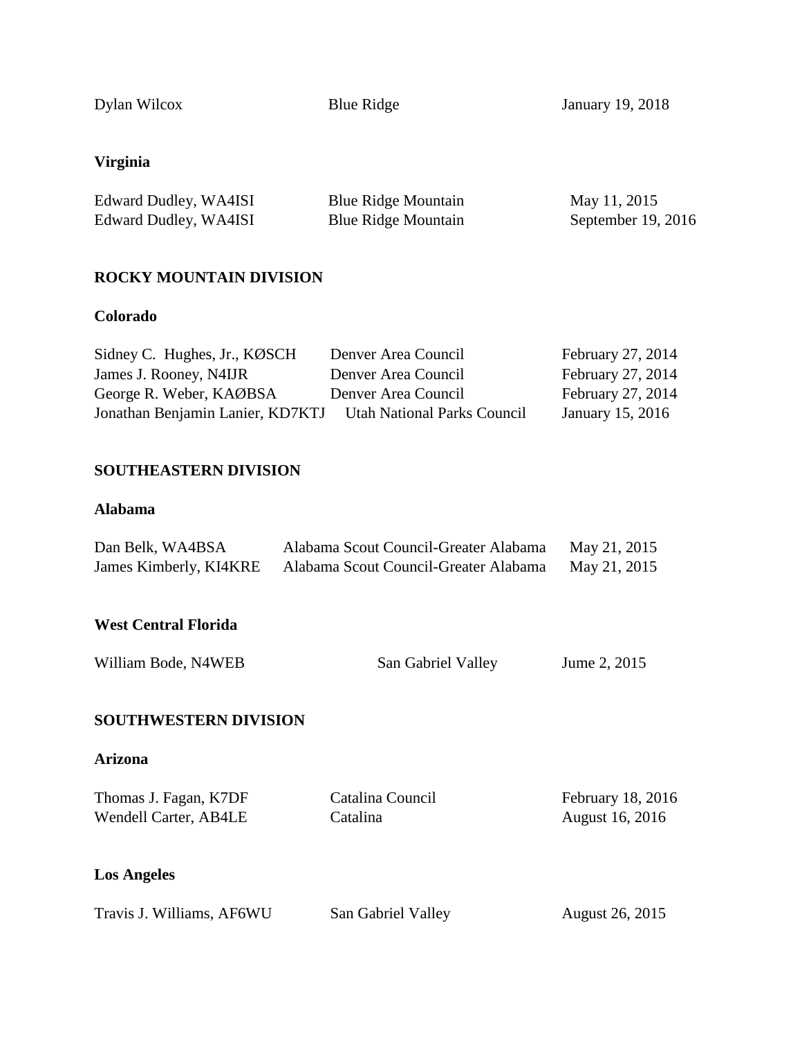| | | |
|---|---|---|
| Dylan Wilcox | Blue Ridge | January 19, 2018 |

**Virginia**

| | | |
|---|---|---|
| Edward Dudley, WA4ISI | Blue Ridge Mountain | May 11, 2015 |
| Edward Dudley, WA4ISI | Blue Ridge Mountain | September 19, 2016 |

**ROCKY MOUNTAIN DIVISION**

**Colorado**

| | | |
|---|---|---|
| Sidney C. Hughes, Jr., KØSCH | Denver Area Council | February 27, 2014 |
| James J. Rooney, N4IJR | Denver Area Council | February 27, 2014 |
| George R. Weber, KAØBSA | Denver Area Council | February 27, 2014 |
| Jonathan Benjamin Lanier, KD7KTJ | Utah National Parks Council | January 15, 2016 |

**SOUTHEASTERN DIVISION**

**Alabama**

| | | |
|---|---|---|
| Dan Belk, WA4BSA | Alabama Scout Council-Greater Alabama | May 21, 2015 |
| James Kimberly, KI4KRE | Alabama Scout Council-Greater Alabama | May 21, 2015 |

**West Central Florida**

| | | |
|---|---|---|
| William Bode, N4WEB | San Gabriel Valley | Jume 2, 2015 |

**SOUTHWESTERN DIVISION**

**Arizona**

| | | |
|---|---|---|
| Thomas J. Fagan, K7DF | Catalina Council | February 18, 2016 |
| Wendell Carter, AB4LE | Catalina | August 16, 2016 |

**Los Angeles**

| | | |
|---|---|---|
| Travis J. Williams, AF6WU | San Gabriel Valley | August 26, 2015 |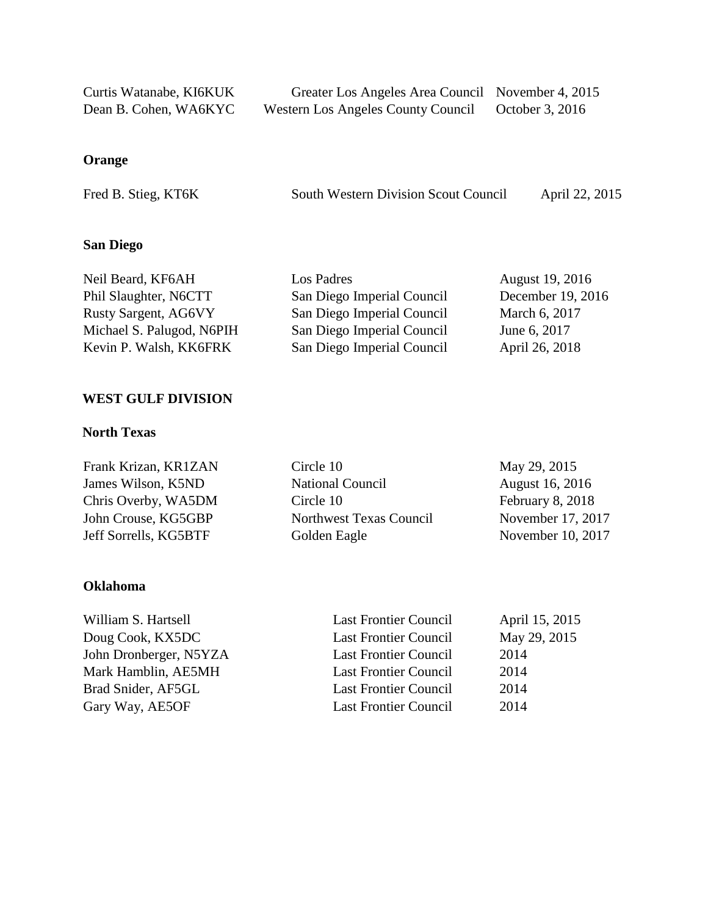| | | |
|---|---|---|
| Curtis Watanabe, KI6KUK | Greater Los Angeles Area Council | November 4, 2015 |
| Dean B. Cohen, WA6KYC | Western Los Angeles County Council | October 3, 2016 |

**Orange**

| | | |
|---|---|---|
| Fred B. Stieg, KT6K | South Western Division Scout Council | April 22, 2015 |

**San Diego**

| | | |
|---|---|---|
| Neil Beard, KF6AH | Los Padres | August 19, 2016 |
| Phil Slaughter, N6CTT | San Diego Imperial Council | December 19, 2016 |
| Rusty Sargent, AG6VY | San Diego Imperial Council | March 6, 2017 |
| Michael S. Palugod, N6PIH | San Diego Imperial Council | June 6, 2017 |
| Kevin P. Walsh, KK6FRK | San Diego Imperial Council | April 26, 2018 |

**WEST GULF DIVISION**

**North Texas**

| | | |
|---|---|---|
| Frank Krizan, KR1ZAN | Circle 10 | May 29, 2015 |
| James Wilson, K5ND | National Council | August 16, 2016 |
| Chris Overby, WA5DM | Circle 10 | February 8, 2018 |
| John Crouse, KG5GBP | Northwest Texas Council | November 17, 2017 |
| Jeff Sorrells, KG5BTF | Golden Eagle | November 10, 2017 |

**Oklahoma**

| | | |
|---|---|---|
| William S. Hartsell | Last Frontier Council | April 15, 2015 |
| Doug Cook, KX5DC | Last Frontier Council | May 29, 2015 |
| John Dronberger, N5YZA | Last Frontier Council | 2014 |
| Mark Hamblin, AE5MH | Last Frontier Council | 2014 |
| Brad Snider, AF5GL | Last Frontier Council | 2014 |
| Gary Way, AE5OF | Last Frontier Council | 2014 |